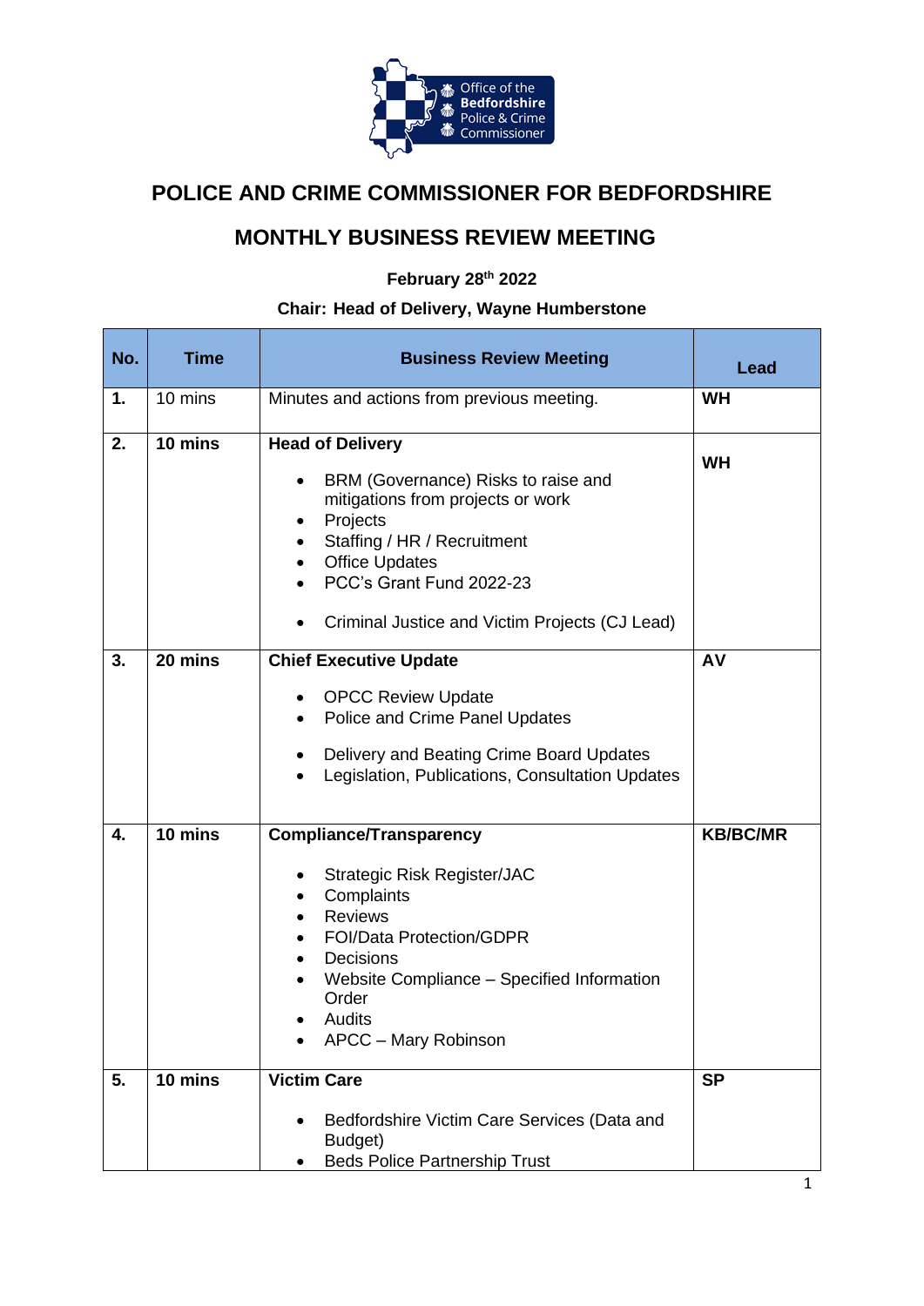Office of the Bedfordshire Police & Crime Commissioner

# POLICE AND CRIME COMMISSIONER FOR BEDFORDSHIRE

## MONTHLY BUSINESS REVIEW MEETING

**February 28th 2022**

**Chair: Head of Delivery, Wayne Humberstone**

| No. | Time | Business Review Meeting | Lead |
|---|---|---|---|
| **1.** | 10 mins | Minutes and actions from previous meeting. | **WH** |
| **2.** | **10 mins** | **Head of Delivery**<br><br>• BRM (Governance) Risks to raise and mitigations from projects or work<br>• Projects<br>• Staffing / HR / Recruitment<br>• Office Updates<br>• PCC's Grant Fund 2022-23<br><br>• Criminal Justice and Victim Projects (CJ Lead) | **WH** |
| **3.** | **20 mins** | **Chief Executive Update**<br><br>• OPCC Review Update<br>• Police and Crime Panel Updates<br><br>• Delivery and Beating Crime Board Updates<br>• Legislation, Publications, Consultation Updates | **AV** |
| **4.** | **10 mins** | **Compliance/Transparency**<br><br>• Strategic Risk Register/JAC<br>• Complaints<br>• Reviews<br>• FOI/Data Protection/GDPR<br>• Decisions<br>• Website Compliance – Specified Information Order<br>• Audits<br>• APCC – Mary Robinson | **KB/BC/MR** |
| **5.** | **10 mins** | **Victim Care**<br><br>• Bedfordshire Victim Care Services (Data and Budget)<br>• Beds Police Partnership Trust | **SP** |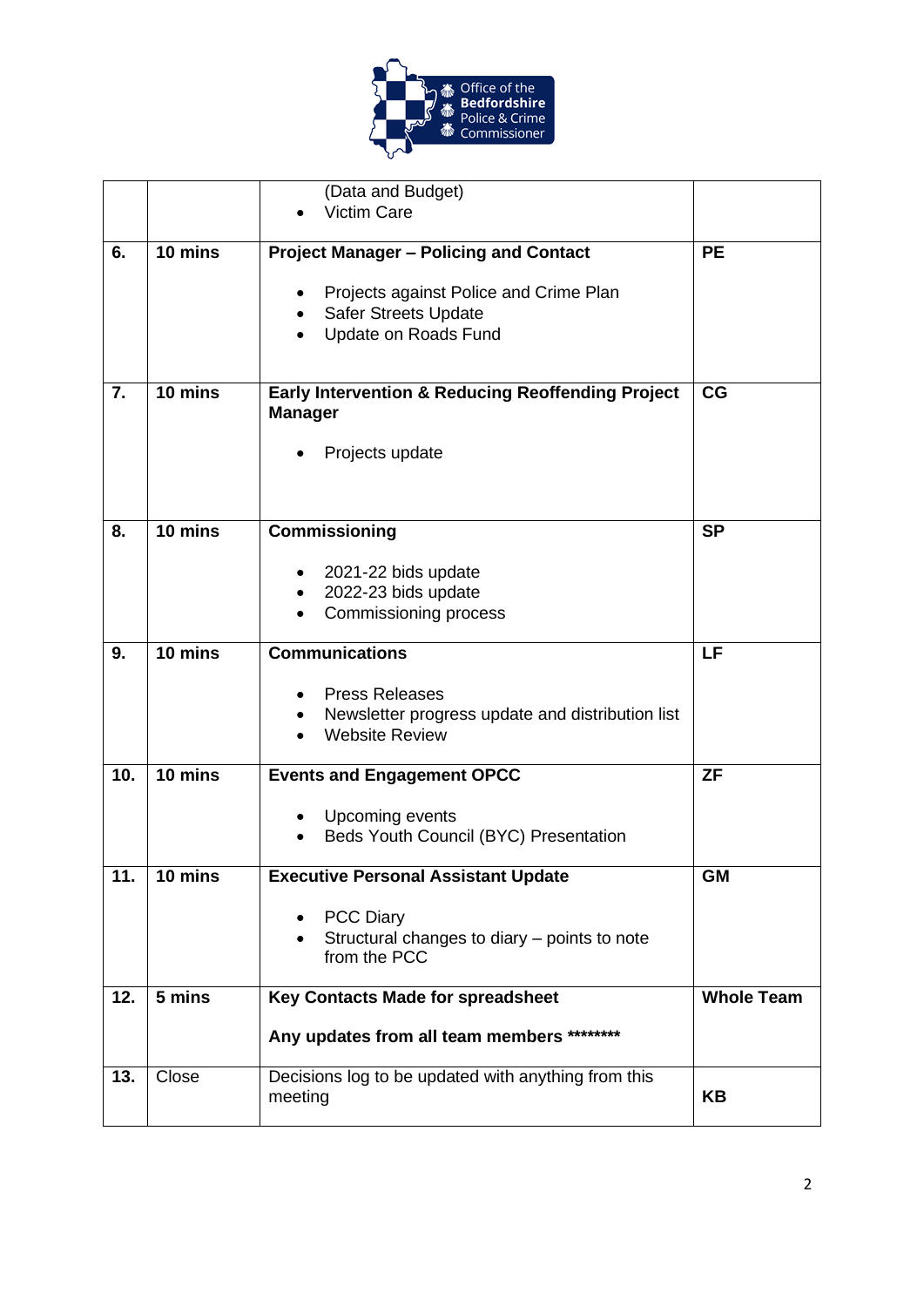| | | | |
|---|---|---|---|
| | | (Data and Budget)<br>• Victim Care | |
| **6.** | **10 mins** | **Project Manager – Policing and Contact**<br>• Projects against Police and Crime Plan<br>• Safer Streets Update<br>• Update on Roads Fund | **PE** |
| **7.** | **10 mins** | **Early Intervention & Reducing Reoffending Project Manager**<br>• Projects update | **CG** |
| **8.** | **10 mins** | **Commissioning**<br>• 2021-22 bids update<br>• 2022-23 bids update<br>• Commissioning process | **SP** |
| **9.** | **10 mins** | **Communications**<br>• Press Releases<br>• Newsletter progress update and distribution list<br>• Website Review | **LF** |
| **10.** | **10 mins** | **Events and Engagement OPCC**<br>• Upcoming events<br>• Beds Youth Council (BYC) Presentation | **ZF** |
| **11.** | **10 mins** | **Executive Personal Assistant Update**<br>• PCC Diary<br>• Structural changes to diary – points to note from the PCC | **GM** |
| **12.** | **5 mins** | **Key Contacts Made for spreadsheet**<br>**Any updates from all team members \*\*\*\*\*\*\*\*** | **Whole Team** |
| **13.** | Close | Decisions log to be updated with anything from this meeting | **KB** |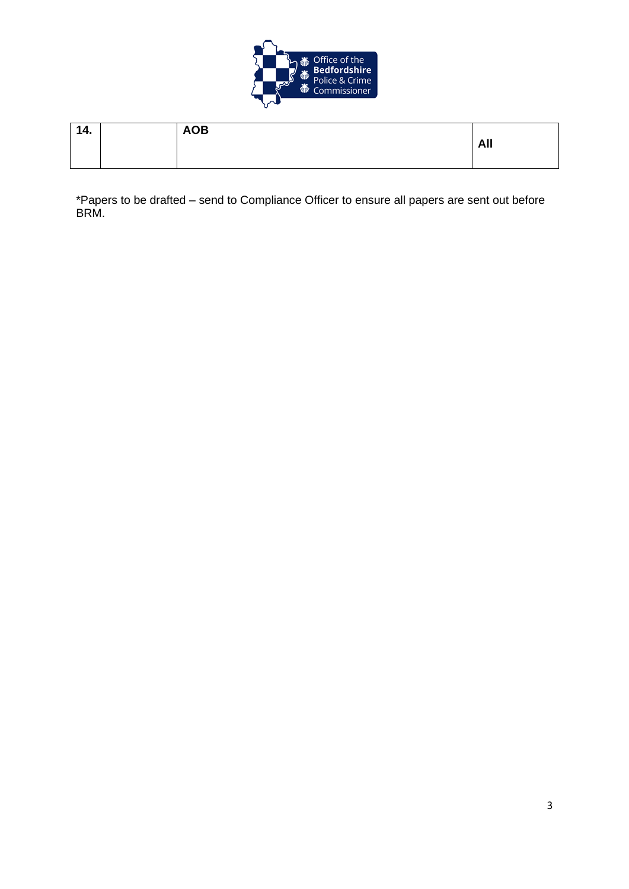| | | | |
|---|---|---|---|
| **14.** | | **AOB** | **All** |

*Papers to be drafted – send to Compliance Officer to ensure all papers are sent out before BRM.